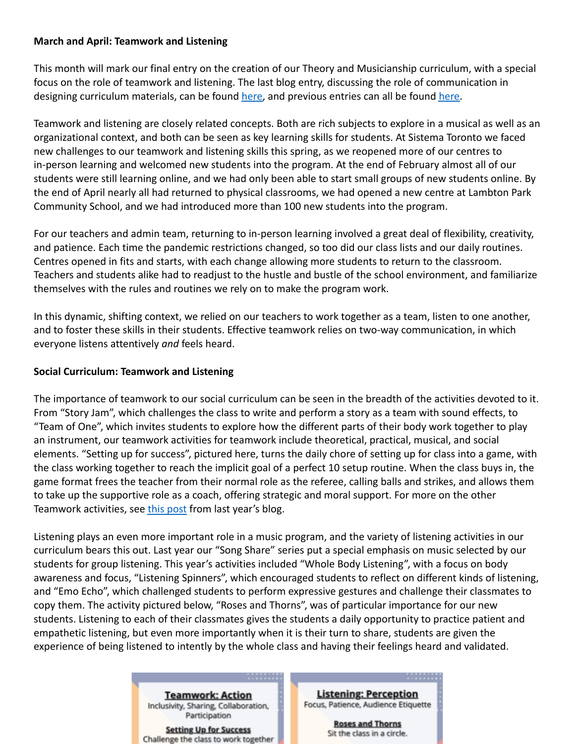**March and April: Teamwork and Listening**

This month will mark our final entry on the creation of our Theory and Musicianship curriculum, with a special focus on the role of teamwork and listening. The last blog entry, discussing the role of communication in designing curriculum materials, can be found here, and previous entries can all be found here.

Teamwork and listening are closely related concepts. Both are rich subjects to explore in a musical as well as an organizational context, and both can be seen as key learning skills for students. At Sistema Toronto we faced new challenges to our teamwork and listening skills this spring, as we reopened more of our centres to in-person learning and welcomed new students into the program. At the end of February almost all of our students were still learning online, and we had only been able to start small groups of new students online. By the end of April nearly all had returned to physical classrooms, we had opened a new centre at Lambton Park Community School, and we had introduced more than 100 new students into the program.

For our teachers and admin team, returning to in-person learning involved a great deal of flexibility, creativity, and patience. Each time the pandemic restrictions changed, so too did our class lists and our daily routines. Centres opened in fits and starts, with each change allowing more students to return to the classroom. Teachers and students alike had to readjust to the hustle and bustle of the school environment, and familiarize themselves with the rules and routines we rely on to make the program work.

In this dynamic, shifting context, we relied on our teachers to work together as a team, listen to one another, and to foster these skills in their students. Effective teamwork relies on two-way communication, in which everyone listens attentively *and* feels heard.

**Social Curriculum: Teamwork and Listening**

The importance of teamwork to our social curriculum can be seen in the breadth of the activities devoted to it. From "Story Jam", which challenges the class to write and perform a story as a team with sound effects, to "Team of One", which invites students to explore how the different parts of their body work together to play an instrument, our teamwork activities for teamwork include theoretical, practical, musical, and social elements. "Setting up for success", pictured here, turns the daily chore of setting up for class into a game, with the class working together to reach the implicit goal of a perfect 10 setup routine. When the class buys in, the game format frees the teacher from their normal role as the referee, calling balls and strikes, and allows them to take up the supportive role as a coach, offering strategic and moral support. For more on the other Teamwork activities, see this post from last year's blog.

Listening plays an even more important role in a music program, and the variety of listening activities in our curriculum bears this out. Last year our "Song Share" series put a special emphasis on music selected by our students for group listening. This year's activities included "Whole Body Listening", with a focus on body awareness and focus, "Listening Spinners", which encouraged students to reflect on different kinds of listening, and "Emo Echo", which challenged students to perform expressive gestures and challenge their classmates to copy them. The activity pictured below, "Roses and Thorns", was of particular importance for our new students. Listening to each of their classmates gives the students a daily opportunity to practice patient and empathetic listening, but even more importantly when it is their turn to share, students are given the experience of being listened to intently by the whole class and having their feelings heard and validated.

**Teamwork: Action**
Inclusivity, Sharing, Collaboration, Participation

**Setting Up for Success**
Challenge the class to work together

**Listening: Perception**
Focus, Patience, Audience Etiquette

**Roses and Thorns**
Sit the class in a circle.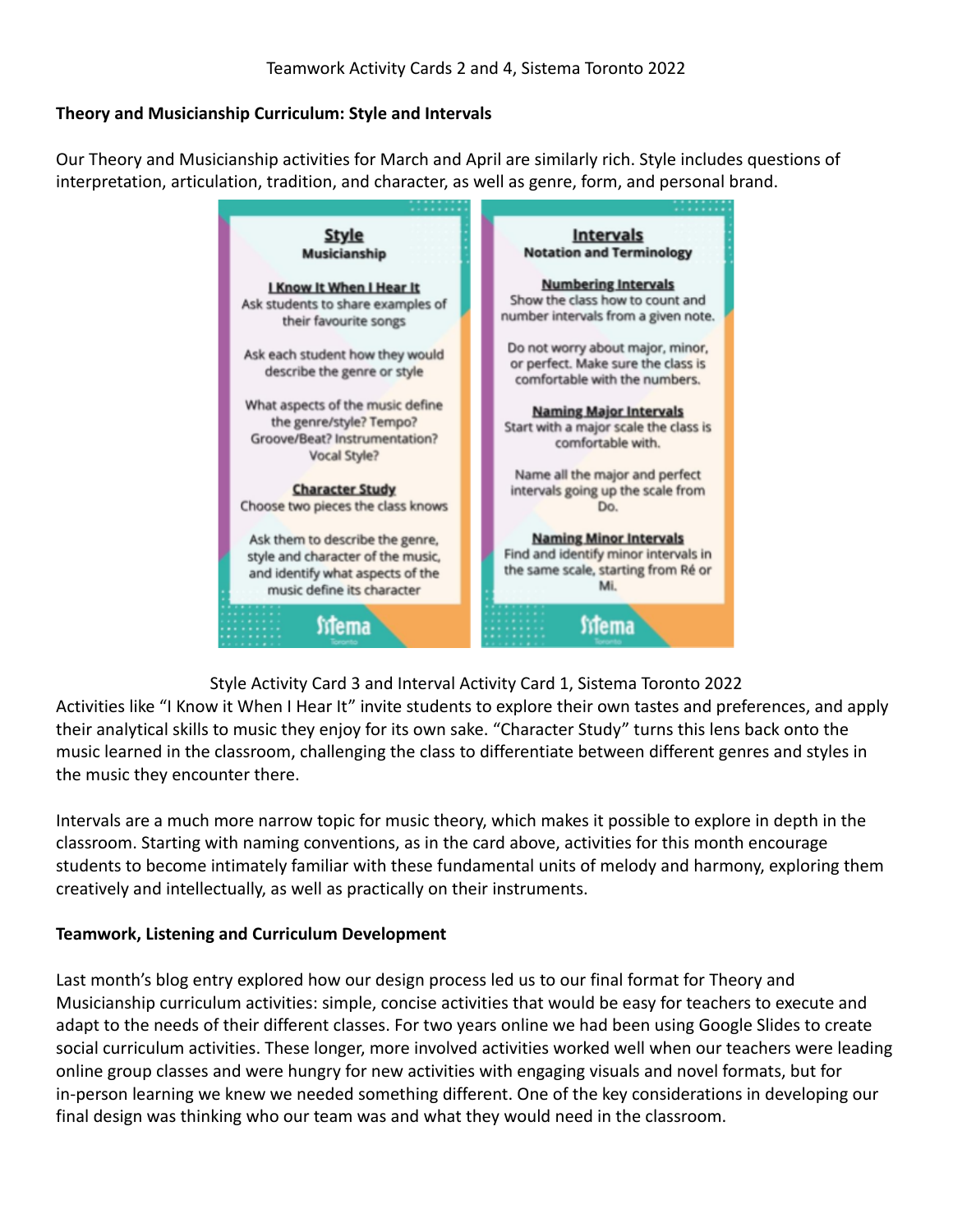Teamwork Activity Cards 2 and 4, Sistema Toronto 2022

**Theory and Musicianship Curriculum: Style and Intervals**

Our Theory and Musicianship activities for March and April are similarly rich. Style includes questions of interpretation, articulation, tradition, and character, as well as genre, form, and personal brand.

**Style**
**Musicianship**

**I Know It When I Hear It**
Ask students to share examples of their favourite songs

Ask each student how they would describe the genre or style

What aspects of the music define the genre/style? Tempo? Groove/Beat? Instrumentation? Vocal Style?

**Character Study**
Choose two pieces the class knows

Ask them to describe the genre, style and character of the music, and identify what aspects of the music define its character

Sistema Toronto

**Intervals**
**Notation and Terminology**

**Numbering Intervals**
Show the class how to count and number intervals from a given note.

Do not worry about major, minor, or perfect. Make sure the class is comfortable with the numbers.

**Naming Major Intervals**
Start with a major scale the class is comfortable with.

Name all the major and perfect intervals going up the scale from Do.

**Naming Minor Intervals**
Find and identify minor intervals in the same scale, starting from Ré or Mi.

Sistema Toronto

Style Activity Card 3 and Interval Activity Card 1, Sistema Toronto 2022

Activities like "I Know it When I Hear It" invite students to explore their own tastes and preferences, and apply their analytical skills to music they enjoy for its own sake. "Character Study" turns this lens back onto the music learned in the classroom, challenging the class to differentiate between different genres and styles in the music they encounter there.

Intervals are a much more narrow topic for music theory, which makes it possible to explore in depth in the classroom. Starting with naming conventions, as in the card above, activities for this month encourage students to become intimately familiar with these fundamental units of melody and harmony, exploring them creatively and intellectually, as well as practically on their instruments.

**Teamwork, Listening and Curriculum Development**

Last month's blog entry explored how our design process led us to our final format for Theory and Musicianship curriculum activities: simple, concise activities that would be easy for teachers to execute and adapt to the needs of their different classes. For two years online we had been using Google Slides to create social curriculum activities. These longer, more involved activities worked well when our teachers were leading online group classes and were hungry for new activities with engaging visuals and novel formats, but for in-person learning we knew we needed something different. One of the key considerations in developing our final design was thinking who our team was and what they would need in the classroom.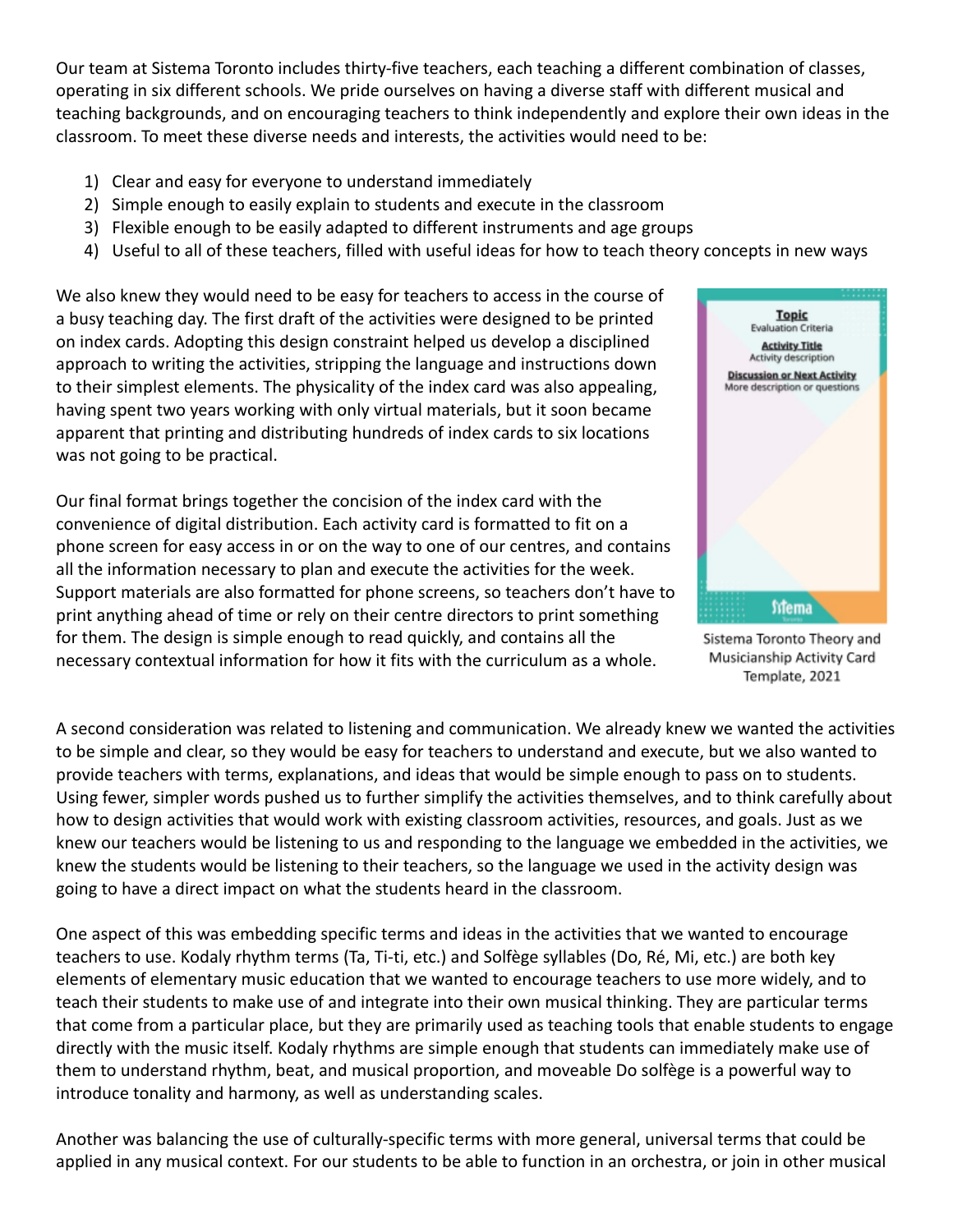Our team at Sistema Toronto includes thirty-five teachers, each teaching a different combination of classes, operating in six different schools. We pride ourselves on having a diverse staff with different musical and teaching backgrounds, and on encouraging teachers to think independently and explore their own ideas in the classroom. To meet these diverse needs and interests, the activities would need to be:

1) Clear and easy for everyone to understand immediately
2) Simple enough to easily explain to students and execute in the classroom
3) Flexible enough to be easily adapted to different instruments and age groups
4) Useful to all of these teachers, filled with useful ideas for how to teach theory concepts in new ways

We also knew they would need to be easy for teachers to access in the course of a busy teaching day. The first draft of the activities were designed to be printed on index cards. Adopting this design constraint helped us develop a disciplined approach to writing the activities, stripping the language and instructions down to their simplest elements. The physicality of the index card was also appealing, having spent two years working with only virtual materials, but it soon became apparent that printing and distributing hundreds of index cards to six locations was not going to be practical.

Our final format brings together the concision of the index card with the convenience of digital distribution. Each activity card is formatted to fit on a phone screen for easy access in or on the way to one of our centres, and contains all the information necessary to plan and execute the activities for the week. Support materials are also formatted for phone screens, so teachers don't have to print anything ahead of time or rely on their centre directors to print something for them. The design is simple enough to read quickly, and contains all the necessary contextual information for how it fits with the curriculum as a whole.

**Topic**
Evaluation Criteria

**Activity Title**
Activity description

**Discussion or Next Activity**
More description or questions

Sistema

Sistema Toronto Theory and Musicianship Activity Card Template, 2021

A second consideration was related to listening and communication. We already knew we wanted the activities to be simple and clear, so they would be easy for teachers to understand and execute, but we also wanted to provide teachers with terms, explanations, and ideas that would be simple enough to pass on to students. Using fewer, simpler words pushed us to further simplify the activities themselves, and to think carefully about how to design activities that would work with existing classroom activities, resources, and goals. Just as we knew our teachers would be listening to us and responding to the language we embedded in the activities, we knew the students would be listening to their teachers, so the language we used in the activity design was going to have a direct impact on what the students heard in the classroom.

One aspect of this was embedding specific terms and ideas in the activities that we wanted to encourage teachers to use. Kodaly rhythm terms (Ta, Ti-ti, etc.) and Solfège syllables (Do, Ré, Mi, etc.) are both key elements of elementary music education that we wanted to encourage teachers to use more widely, and to teach their students to make use of and integrate into their own musical thinking. They are particular terms that come from a particular place, but they are primarily used as teaching tools that enable students to engage directly with the music itself. Kodaly rhythms are simple enough that students can immediately make use of them to understand rhythm, beat, and musical proportion, and moveable Do solfège is a powerful way to introduce tonality and harmony, as well as understanding scales.

Another was balancing the use of culturally-specific terms with more general, universal terms that could be applied in any musical context. For our students to be able to function in an orchestra, or join in other musical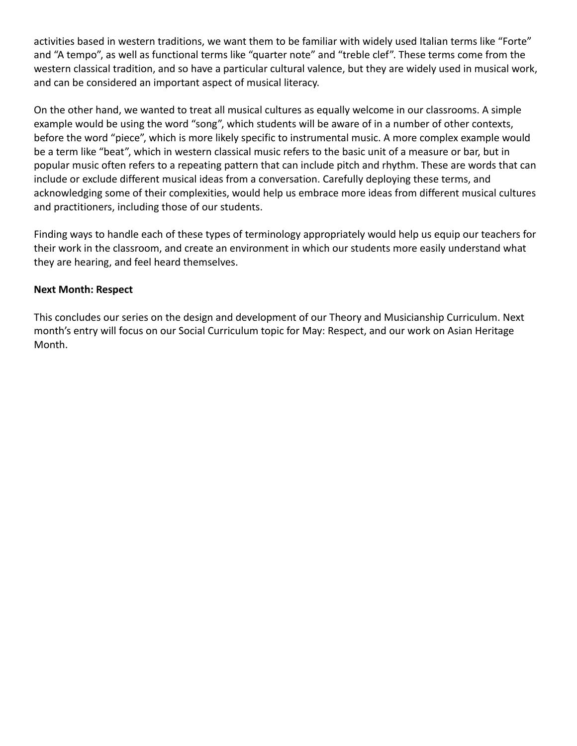activities based in western traditions, we want them to be familiar with widely used Italian terms like "Forte" and "A tempo", as well as functional terms like "quarter note" and "treble clef". These terms come from the western classical tradition, and so have a particular cultural valence, but they are widely used in musical work, and can be considered an important aspect of musical literacy.

On the other hand, we wanted to treat all musical cultures as equally welcome in our classrooms. A simple example would be using the word "song", which students will be aware of in a number of other contexts, before the word "piece", which is more likely specific to instrumental music. A more complex example would be a term like "beat", which in western classical music refers to the basic unit of a measure or bar, but in popular music often refers to a repeating pattern that can include pitch and rhythm. These are words that can include or exclude different musical ideas from a conversation. Carefully deploying these terms, and acknowledging some of their complexities, would help us embrace more ideas from different musical cultures and practitioners, including those of our students.

Finding ways to handle each of these types of terminology appropriately would help us equip our teachers for their work in the classroom, and create an environment in which our students more easily understand what they are hearing, and feel heard themselves.

**Next Month: Respect**

This concludes our series on the design and development of our Theory and Musicianship Curriculum. Next month's entry will focus on our Social Curriculum topic for May: Respect, and our work on Asian Heritage Month.